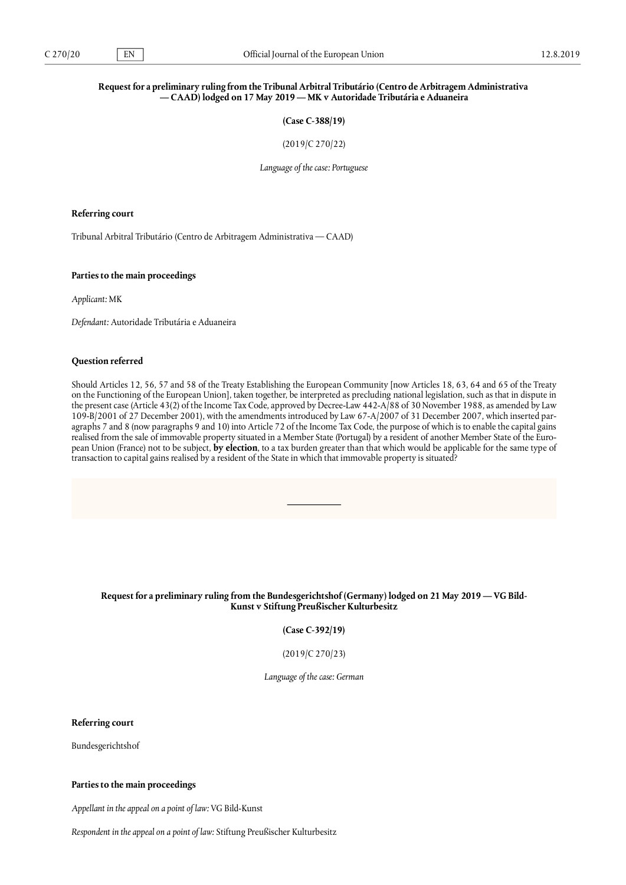## Request for a preliminary ruling from the Tribunal Arbitral Tributário (Centro de Arbitragem Administrativa — CAAD) lodged on 17 May 2019 — MK v Autoridade Tributária e Aduaneira

**(Case C-388/19)**

(2019/C 270/22)

*Language of the case: Portuguese*

### Referring court

Tribunal Arbitral Tributário (Centro de Arbitragem Administrativa — CAAD)

### Parties to the main proceedings

*Applicant:* MK

*Defendant:* Autoridade Tributária e Aduaneira

### Question referred

Should Articles 12, 56, 57 and 58 of the Treaty Establishing the European Community [now Articles 18, 63, 64 and 65 of the Treaty on the Functioning of the European Union], taken together, be interpreted as precluding national legislation, such as that in dispute in the present case (Article 43(2) of the Income Tax Code, approved by Decree-Law 442-A/88 of 30 November 1988, as amended by Law 109-B/2001 of 27 December 2001), with the amendments introduced by Law 67-A/2007 of 31 December 2007, which inserted paragraphs 7 and 8 (now paragraphs 9 and 10) into Article 72 of the Income Tax Code, the purpose of which is to enable the capital gains realised from the sale of immovable property situated in a Member State (Portugal) by a resident of another Member State of the European Union (France) not to be subject, **by election**, to a tax burden greater than that which would be applicable for the same type of transaction to capital gains realised by a resident of the State in which that immovable property is situated?

---

## Request for a preliminary ruling from the Bundesgerichtshof (Germany) lodged on 21 May 2019 — VG Bild-Kunst v Stiftung Preußischer Kulturbesitz

**(Case C-392/19)**

(2019/C 270/23)

*Language of the case: German*

### Referring court

Bundesgerichtshof

### Parties to the main proceedings

*Appellant in the appeal on a point of law:* VG Bild-Kunst

*Respondent in the appeal on a point of law:* Stiftung Preußischer Kulturbesitz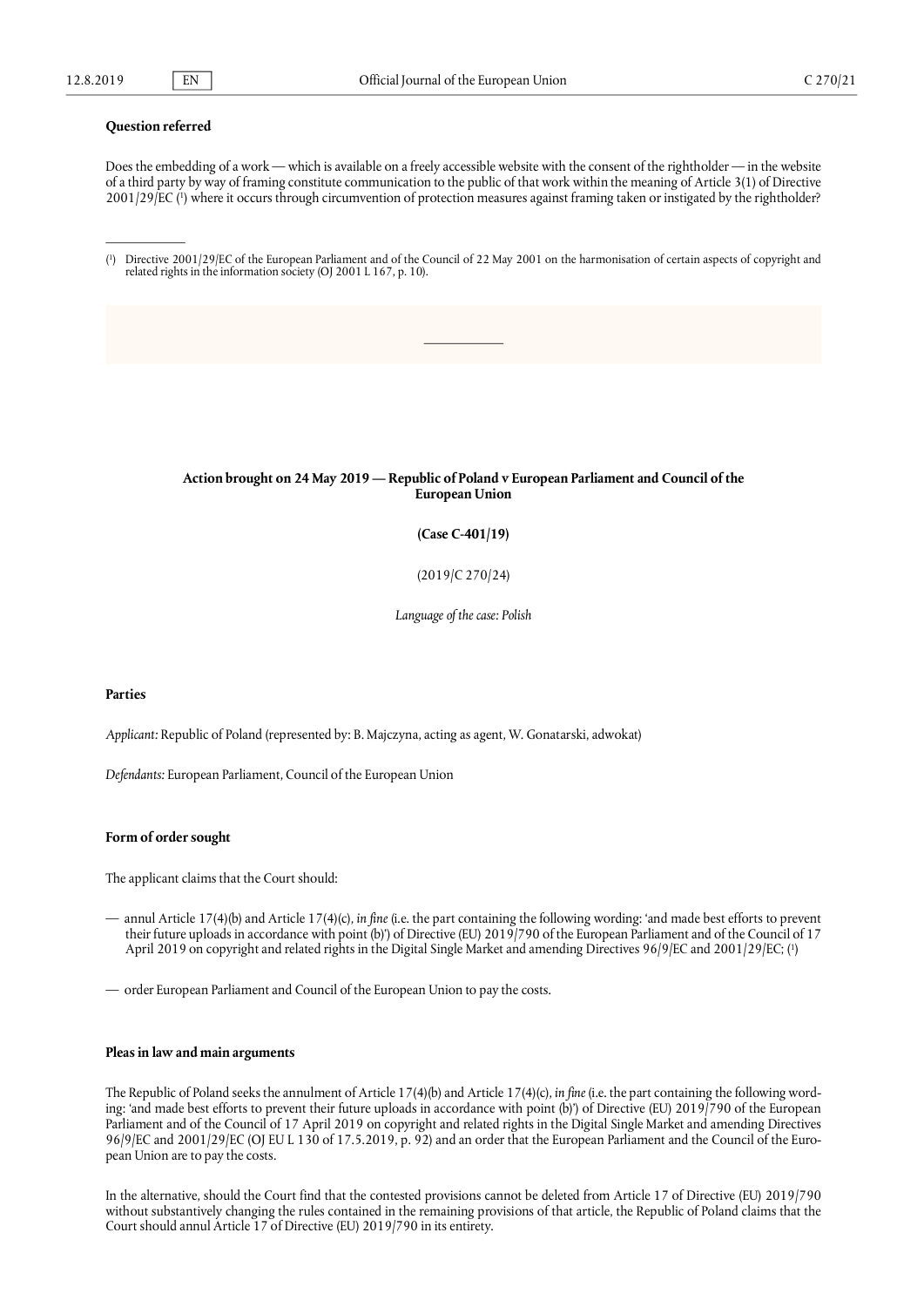**Question referred**

Does the embedding of a work — which is available on a freely accessible website with the consent of the rightholder — in the website of a third party by way of framing constitute communication to the public of that work within the meaning of Article 3(1) of Directive 2001/29/EC ([1]) where it occurs through circumvention of protection measures against framing taken or instigated by the rightholder?

---

([1]) Directive 2001/29/EC of the European Parliament and of the Council of 22 May 2001 on the harmonisation of certain aspects of copyright and related rights in the information society (OJ 2001 L 167, p. 10).

---

**Action brought on 24 May 2019 — Republic of Poland v European Parliament and Council of the European Union**

**(Case C-401/19)**

(2019/C 270/24)

*Language of the case: Polish*

**Parties**

*Applicant:* Republic of Poland (represented by: B. Majczyna, acting as agent, W. Gonatarski, adwokat)

*Defendants:* European Parliament, Council of the European Union

**Form of order sought**

The applicant claims that the Court should:

— annul Article 17(4)(b) and Article 17(4)(c), *in fine* (i.e. the part containing the following wording: 'and made best efforts to prevent their future uploads in accordance with point (b)') of Directive (EU) 2019/790 of the European Parliament and of the Council of 17 April 2019 on copyright and related rights in the Digital Single Market and amending Directives 96/9/EC and 2001/29/EC; ([1])

— order European Parliament and Council of the European Union to pay the costs.

**Pleas in law and main arguments**

The Republic of Poland seeks the annulment of Article 17(4)(b) and Article 17(4)(c), *in fine* (i.e. the part containing the following wording: 'and made best efforts to prevent their future uploads in accordance with point (b)') of Directive (EU) 2019/790 of the European Parliament and of the Council of 17 April 2019 on copyright and related rights in the Digital Single Market and amending Directives 96/9/EC and 2001/29/EC (OJ EU L 130 of 17.5.2019, p. 92) and an order that the European Parliament and the Council of the European Union are to pay the costs.

In the alternative, should the Court find that the contested provisions cannot be deleted from Article 17 of Directive (EU) 2019/790 without substantively changing the rules contained in the remaining provisions of that article, the Republic of Poland claims that the Court should annul Article 17 of Directive (EU) 2019/790 in its entirety.